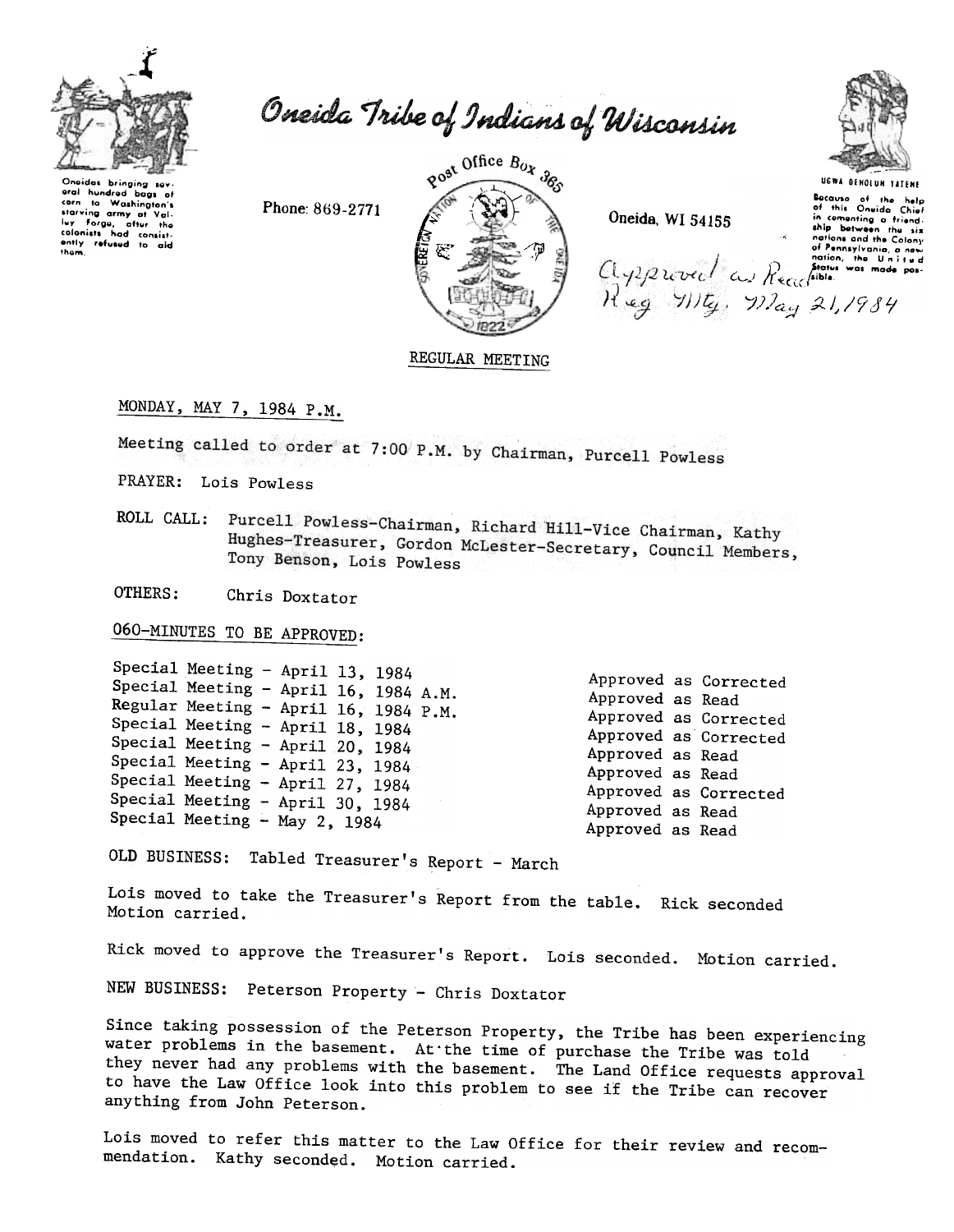# Oneida Tribe of Indians of Wisconsin

Oneidas bringing several hundred bags of corn to Washington's starving army at Valley Forge, after the colonists had consistently refused to aid them.

Phone: 869-2771

Post Office Box 365

Oneida, WI 54155

UGWA DEHOLUN YATEHE

Because of the help of this Oneida Chief in cementing a friendship between the six nations and the Colony of Pennsylvania, a new nation, the United States was made possible.

Approved as Read
Reg. Mtg. May 21, 1984

## REGULAR MEETING

MONDAY, MAY 7, 1984 P.M.

Meeting called to order at 7:00 P.M. by Chairman, Purcell Powless

PRAYER: Lois Powless

ROLL CALL: Purcell Powless-Chairman, Richard Hill-Vice Chairman, Kathy Hughes-Treasurer, Gordon McLester-Secretary, Council Members, Tony Benson, Lois Powless

OTHERS: Chris Doxtator

060-MINUTES TO BE APPROVED:

| | |
|---|---|
| Special Meeting - April 13, 1984 | Approved as Corrected |
| Special Meeting - April 16, 1984 A.M. | Approved as Read |
| Regular Meeting - April 16, 1984 P.M. | Approved as Corrected |
| Special Meeting - April 18, 1984 | Approved as Corrected |
| Special Meeting - April 20, 1984 | Approved as Read |
| Special Meeting - April 23, 1984 | Approved as Read |
| Special Meeting - April 27, 1984 | Approved as Corrected |
| Special Meeting - April 30, 1984 | Approved as Read |
| Special Meeting - May 2, 1984 | Approved as Read |

OLD BUSINESS: Tabled Treasurer's Report - March

Lois moved to take the Treasurer's Report from the table. Rick seconded Motion carried.

Rick moved to approve the Treasurer's Report. Lois seconded. Motion carried.

NEW BUSINESS: Peterson Property - Chris Doxtator

Since taking possession of the Peterson Property, the Tribe has been experiencing water problems in the basement. At the time of purchase the Tribe was told they never had any problems with the basement. The Land Office requests approval to have the Law Office look into this problem to see if the Tribe can recover anything from John Peterson.

Lois moved to refer this matter to the Law Office for their review and recommendation. Kathy seconded. Motion carried.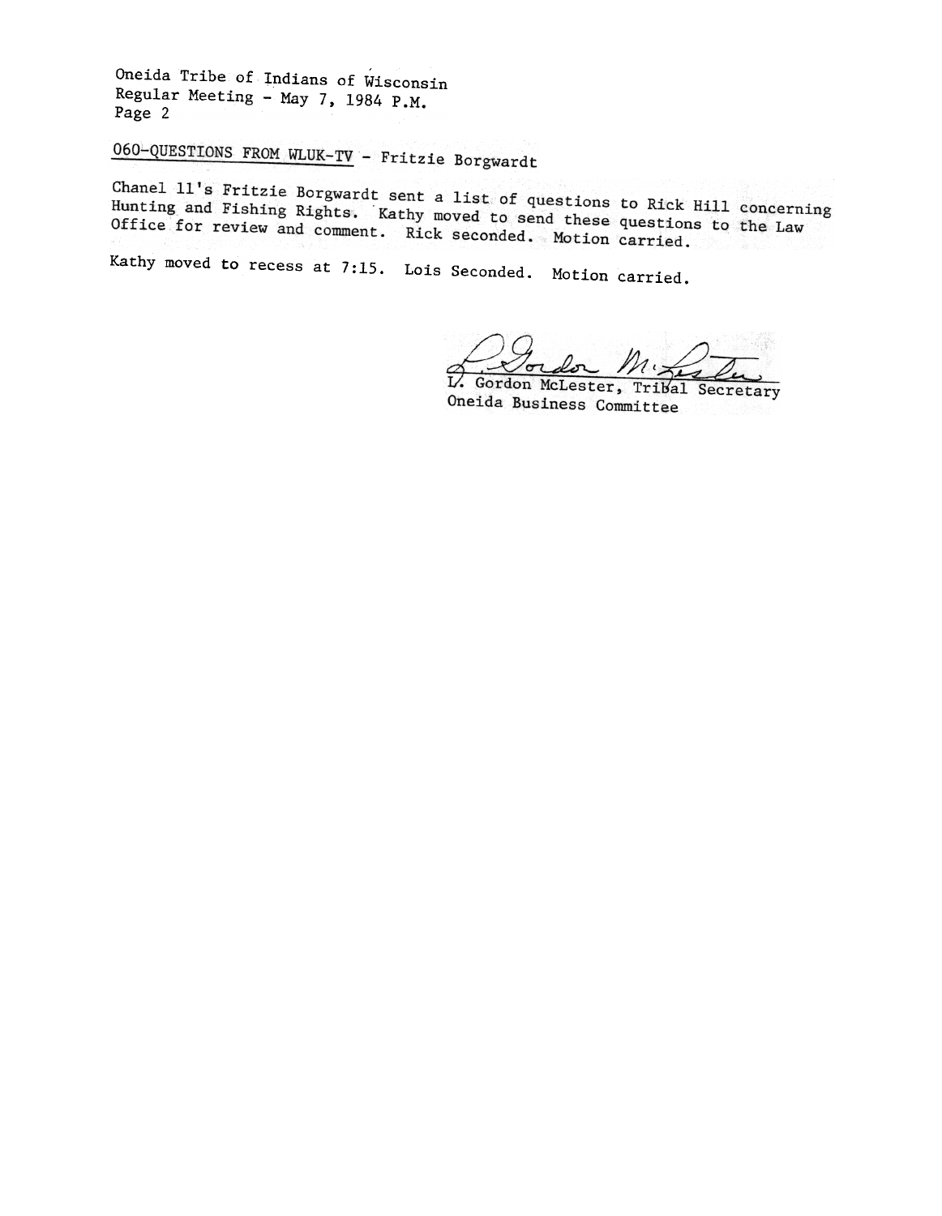Oneida Tribe of Indians of Wisconsin
Regular Meeting - May 7, 1984 P.M.
Page 2

<u>060-QUESTIONS FROM WLUK-TV</u> - Fritzie Borgwardt

Chanel 11's Fritzie Borgwardt sent a list of questions to Rick Hill concerning Hunting and Fishing Rights. Kathy moved to send these questions to the Law Office for review and comment. Rick seconded. Motion carried.

Kathy moved to recess at 7:15. Lois Seconded. Motion carried.

L. Gordon McLester, Tribal Secretary
Oneida Business Committee